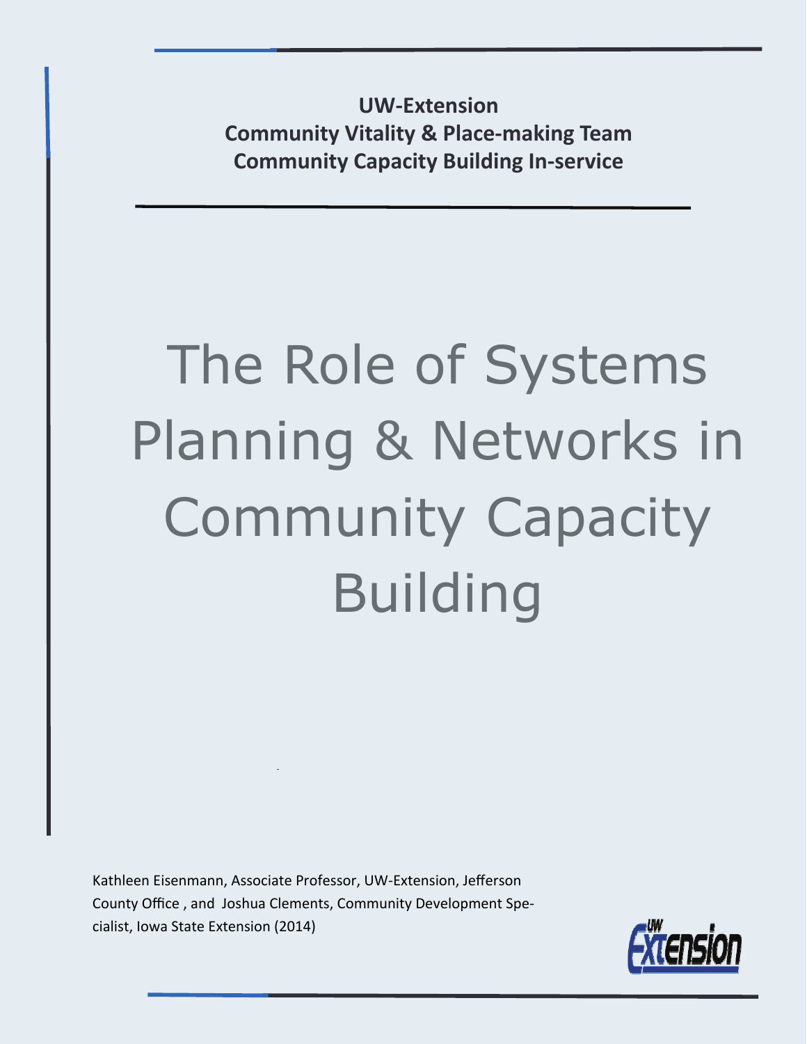**UW-Extension**
**Community Vitality & Place-making Team**
**Community Capacity Building In-service**

# The Role of Systems Planning & Networks in Community Capacity Building

Kathleen Eisenmann, Associate Professor, UW-Extension, Jefferson County Office , and Joshua Clements, Community Development Specialist, Iowa State Extension (2014)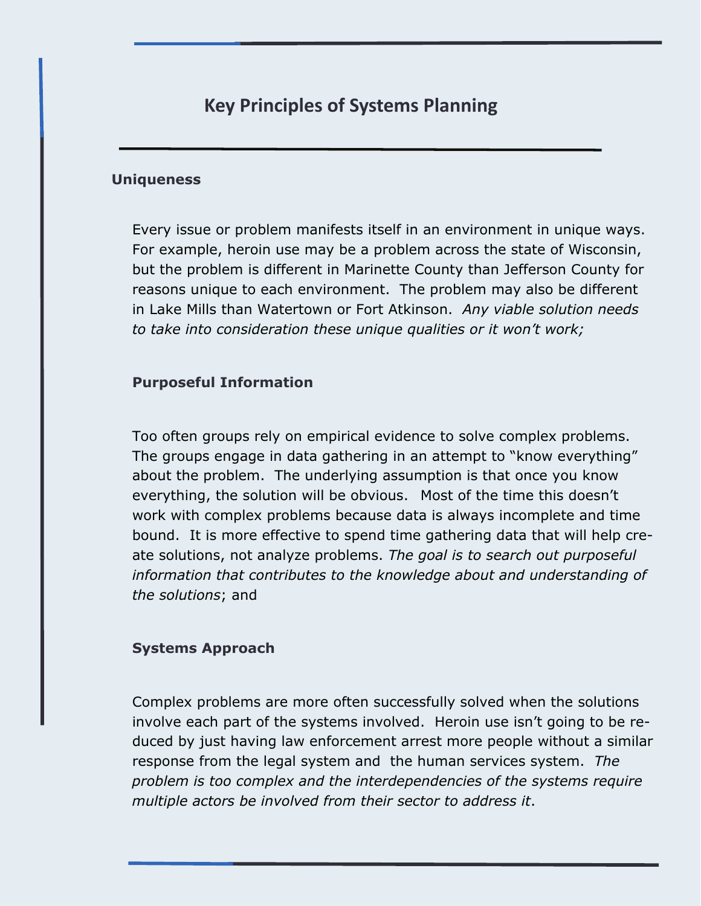## Key Principles of Systems Planning

### Uniqueness

Every issue or problem manifests itself in an environment in unique ways. For example, heroin use may be a problem across the state of Wisconsin, but the problem is different in Marinette County than Jefferson County for reasons unique to each environment. The problem may also be different in Lake Mills than Watertown or Fort Atkinson. *Any viable solution needs to take into consideration these unique qualities or it won't work;*

### Purposeful Information

Too often groups rely on empirical evidence to solve complex problems. The groups engage in data gathering in an attempt to "know everything" about the problem. The underlying assumption is that once you know everything, the solution will be obvious. Most of the time this doesn't work with complex problems because data is always incomplete and time bound. It is more effective to spend time gathering data that will help create solutions, not analyze problems. *The goal is to search out purposeful information that contributes to the knowledge about and understanding of the solutions*; and

### Systems Approach

Complex problems are more often successfully solved when the solutions involve each part of the systems involved. Heroin use isn't going to be reduced by just having law enforcement arrest more people without a similar response from the legal system and the human services system. *The problem is too complex and the interdependencies of the systems require multiple actors be involved from their sector to address it*.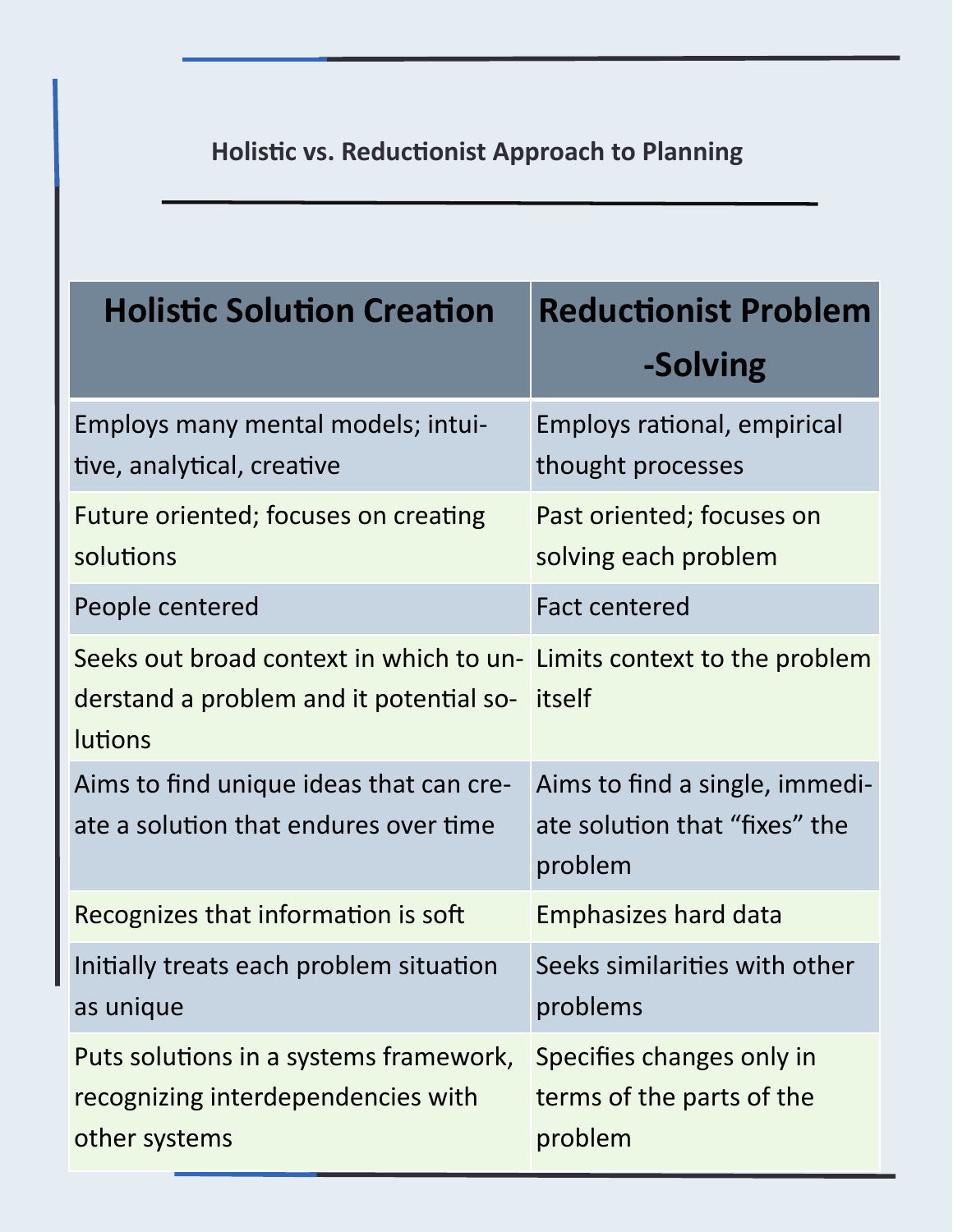## Holistic vs. Reductionist Approach to Planning

| Holistic Solution Creation | Reductionist Problem-Solving |
|---|---|
| Employs many mental models; intuitive, analytical, creative | Employs rational, empirical thought processes |
| Future oriented; focuses on creating solutions | Past oriented; focuses on solving each problem |
| People centered | Fact centered |
| Seeks out broad context in which to understand a problem and it potential solutions | Limits context to the problem itself |
| Aims to find unique ideas that can create a solution that endures over time | Aims to find a single, immediate solution that "fixes" the problem |
| Recognizes that information is soft | Emphasizes hard data |
| Initially treats each problem situation as unique | Seeks similarities with other problems |
| Puts solutions in a systems framework, recognizing interdependencies with other systems | Specifies changes only in terms of the parts of the problem |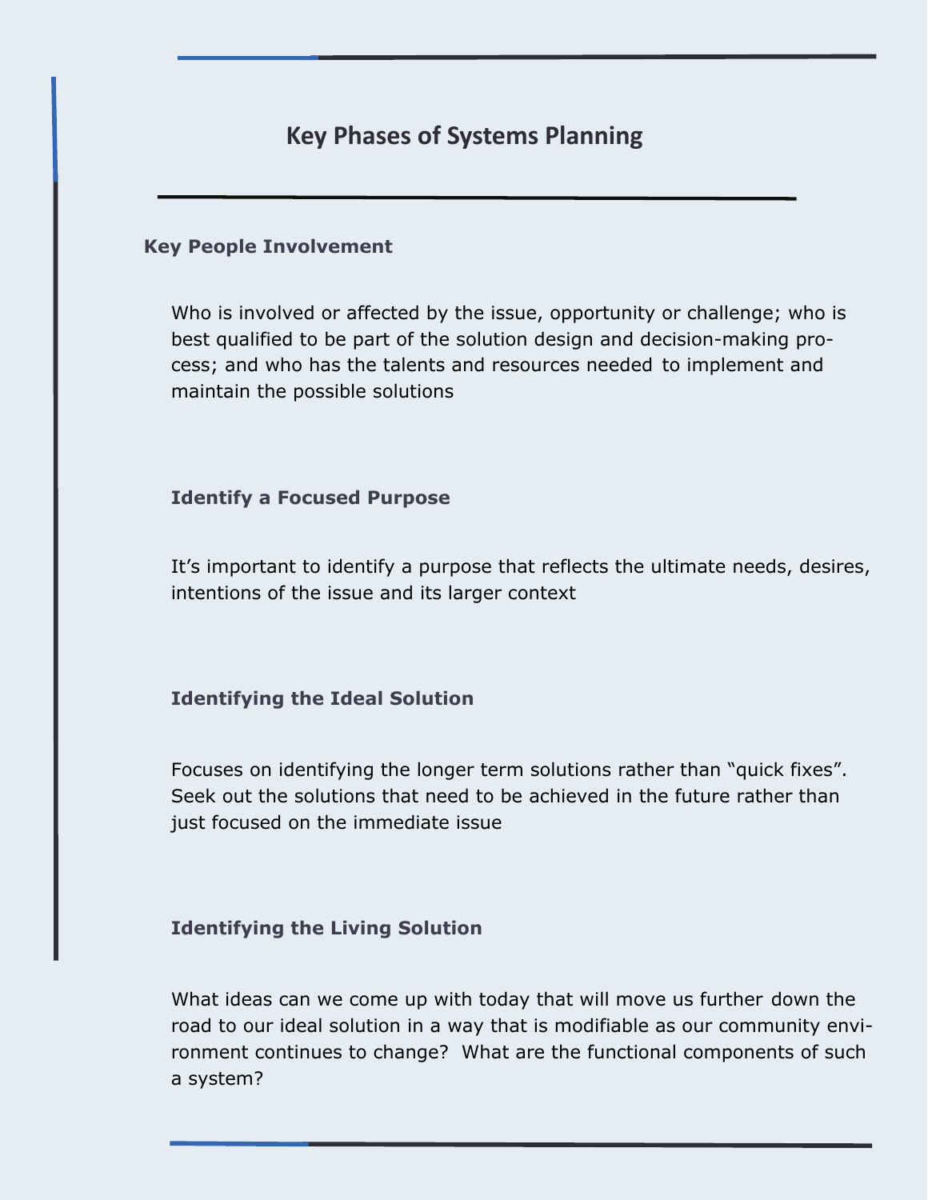# Key Phases of Systems Planning

## Key People Involvement

Who is involved or affected by the issue, opportunity or challenge; who is best qualified to be part of the solution design and decision-making process; and who has the talents and resources needed to implement and maintain the possible solutions

### Identify a Focused Purpose

It's important to identify a purpose that reflects the ultimate needs, desires, intentions of the issue and its larger context

### Identifying the Ideal Solution

Focuses on identifying the longer term solutions rather than "quick fixes". Seek out the solutions that need to be achieved in the future rather than just focused on the immediate issue

### Identifying the Living Solution

What ideas can we come up with today that will move us further down the road to our ideal solution in a way that is modifiable as our community environment continues to change? What are the functional components of such a system?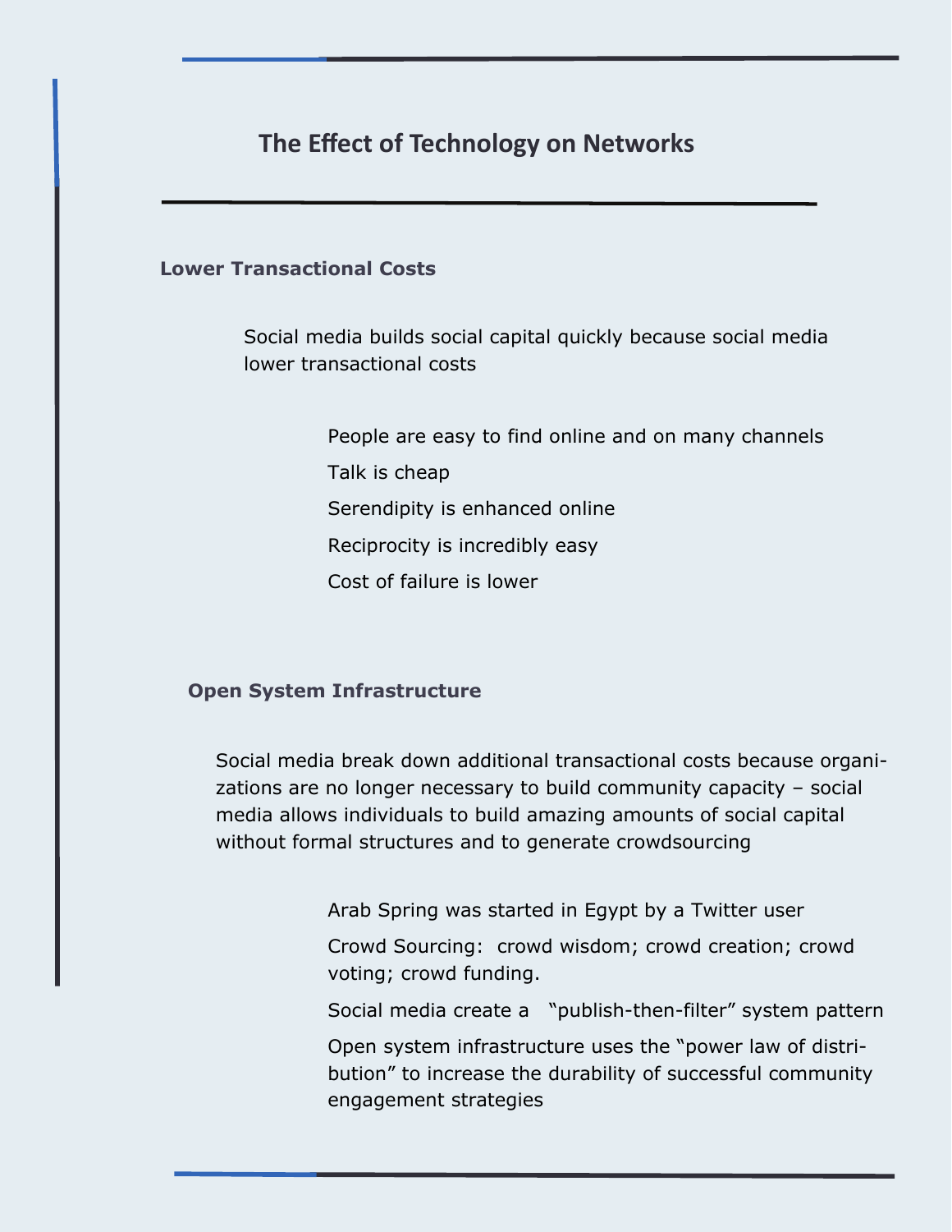# The Effect of Technology on Networks

## Lower Transactional Costs

Social media builds social capital quickly because social media lower transactional costs

- People are easy to find online and on many channels
- Talk is cheap
- Serendipity is enhanced online
- Reciprocity is incredibly easy
- Cost of failure is lower

## Open System Infrastructure

Social media break down additional transactional costs because organizations are no longer necessary to build community capacity – social media allows individuals to build amazing amounts of social capital without formal structures and to generate crowdsourcing

- Arab Spring was started in Egypt by a Twitter user
- Crowd Sourcing: crowd wisdom; crowd creation; crowd voting; crowd funding.
- Social media create a "publish-then-filter" system pattern
- Open system infrastructure uses the "power law of distribution" to increase the durability of successful community engagement strategies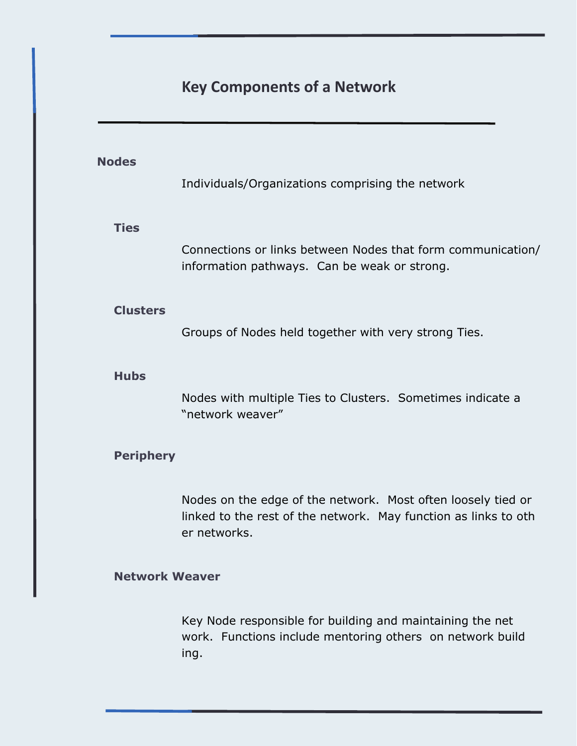## Key Components of a Network

**Nodes**

Individuals/Organizations comprising the network

**Ties**

Connections or links between Nodes that form communication/ information pathways. Can be weak or strong.

**Clusters**

Groups of Nodes held together with very strong Ties.

**Hubs**

Nodes with multiple Ties to Clusters. Sometimes indicate a "network weaver"

**Periphery**

Nodes on the edge of the network. Most often loosely tied or linked to the rest of the network. May function as links to other networks.

**Network Weaver**

Key Node responsible for building and maintaining the network. Functions include mentoring others on network building.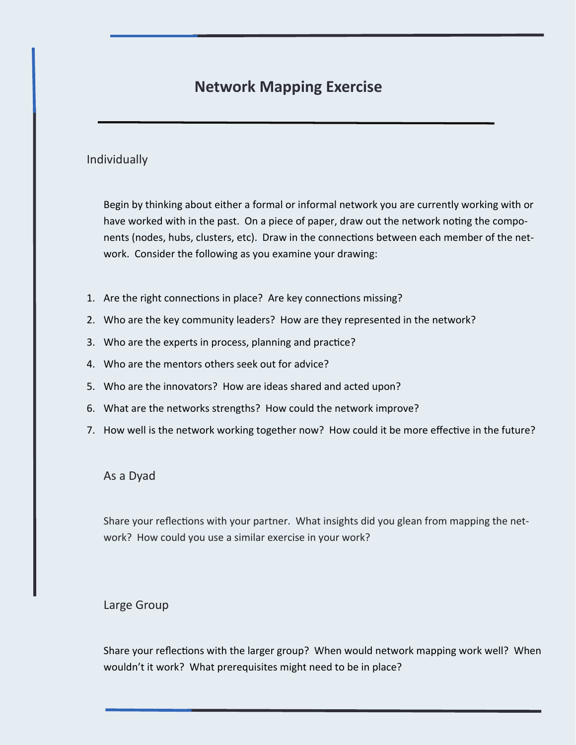# Network Mapping Exercise

## Individually

Begin by thinking about either a formal or informal network you are currently working with or have worked with in the past. On a piece of paper, draw out the network noting the components (nodes, hubs, clusters, etc). Draw in the connections between each member of the network. Consider the following as you examine your drawing:

1. Are the right connections in place? Are key connections missing?
2. Who are the key community leaders? How are they represented in the network?
3. Who are the experts in process, planning and practice?
4. Who are the mentors others seek out for advice?
5. Who are the innovators? How are ideas shared and acted upon?
6. What are the networks strengths? How could the network improve?
7. How well is the network working together now? How could it be more effective in the future?

## As a Dyad

Share your reflections with your partner. What insights did you glean from mapping the network? How could you use a similar exercise in your work?

## Large Group

Share your reflections with the larger group? When would network mapping work well? When wouldn't it work? What prerequisites might need to be in place?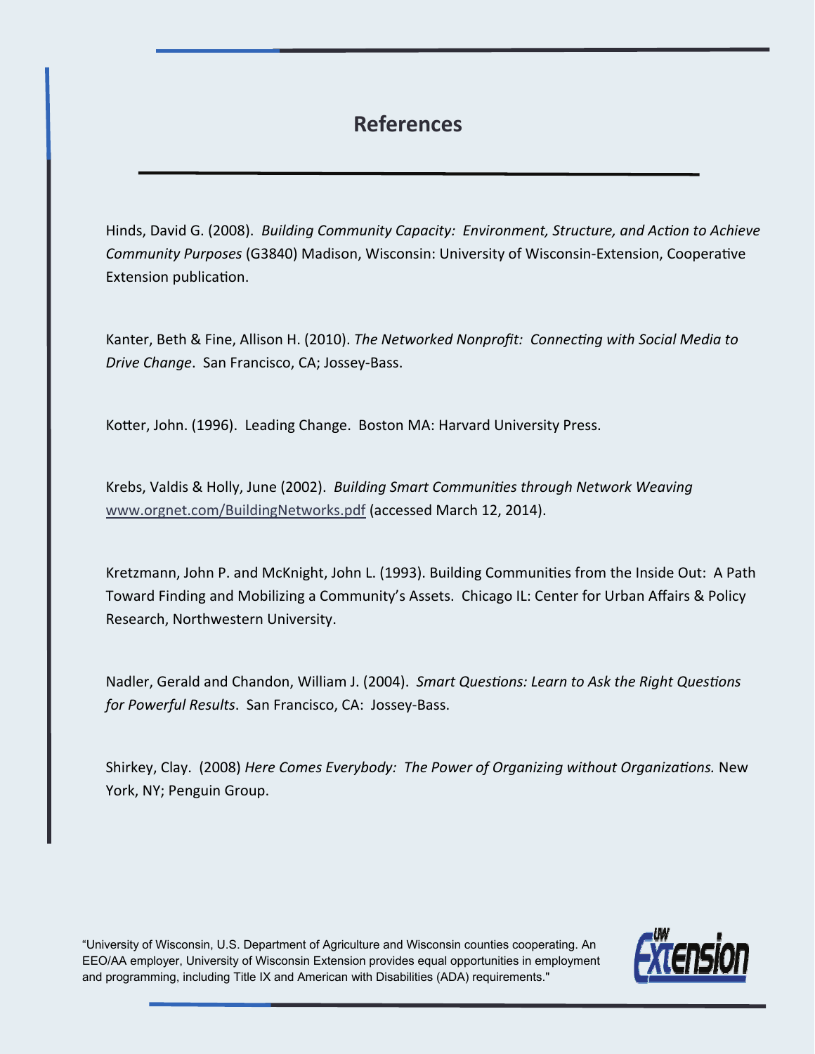# References

Hinds, David G. (2008). *Building Community Capacity: Environment, Structure, and Action to Achieve Community Purposes* (G3840) Madison, Wisconsin: University of Wisconsin-Extension, Cooperative Extension publication.

Kanter, Beth & Fine, Allison H. (2010). *The Networked Nonprofit: Connecting with Social Media to Drive Change*. San Francisco, CA; Jossey-Bass.

Kotter, John. (1996). Leading Change. Boston MA: Harvard University Press.

Krebs, Valdis & Holly, June (2002). *Building Smart Communities through Network Weaving* www.orgnet.com/BuildingNetworks.pdf (accessed March 12, 2014).

Kretzmann, John P. and McKnight, John L. (1993). Building Communities from the Inside Out: A Path Toward Finding and Mobilizing a Community's Assets. Chicago IL: Center for Urban Affairs & Policy Research, Northwestern University.

Nadler, Gerald and Chandon, William J. (2004). *Smart Questions: Learn to Ask the Right Questions for Powerful Results*. San Francisco, CA: Jossey-Bass.

Shirkey, Clay. (2008) *Here Comes Everybody: The Power of Organizing without Organizations.* New York, NY; Penguin Group.

"University of Wisconsin, U.S. Department of Agriculture and Wisconsin counties cooperating. An EEO/AA employer, University of Wisconsin Extension provides equal opportunities in employment and programming, including Title IX and American with Disabilities (ADA) requirements."